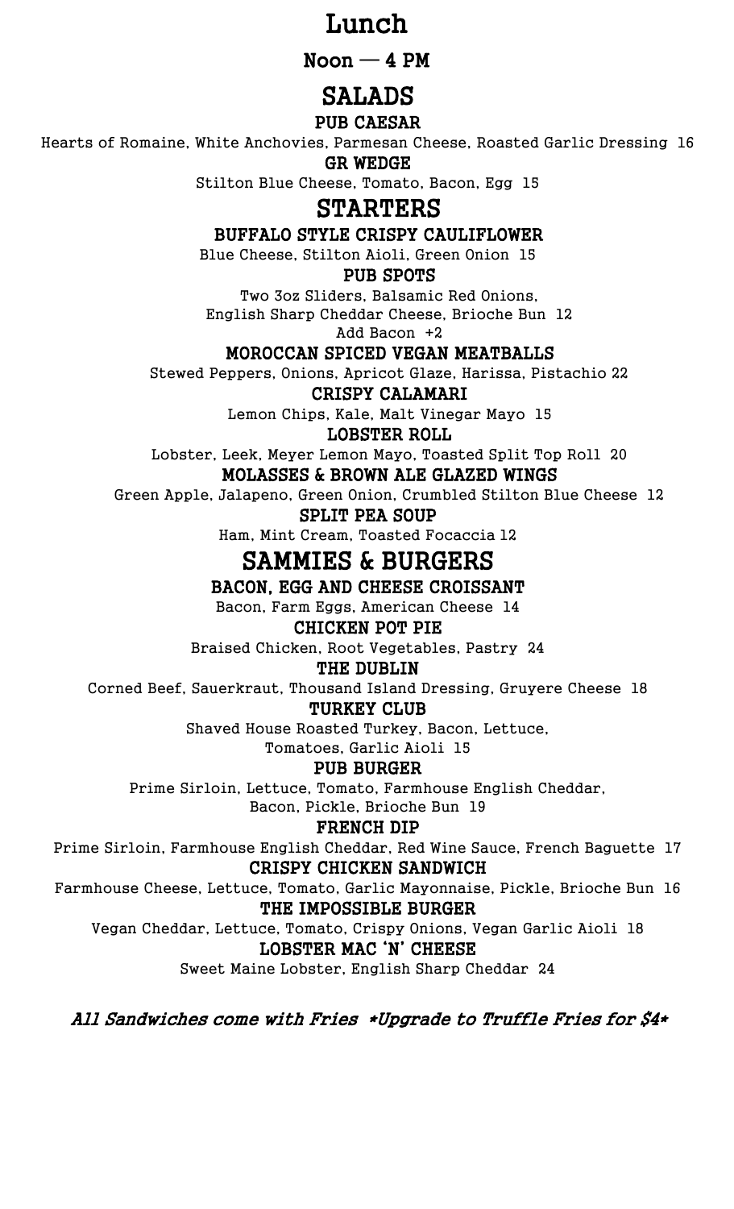# Lunch

## Noon — 4 PM

## SALADS

### PUB CAESAR

Hearts of Romaine, White Anchovies, Parmesan Cheese, Roasted Garlic Dressing 16

### GR WEDGE

Stilton Blue Cheese, Tomato, Bacon, Egg 15

## STARTERS

### BUFFALO STYLE CRISPY CAULIFLOWER

Blue Cheese, Stilton Aioli, Green Onion 15

### PUB SPOTS

Two 3oz Sliders, Balsamic Red Onions,
English Sharp Cheddar Cheese, Brioche Bun 12
Add Bacon +2

### MOROCCAN SPICED VEGAN MEATBALLS

Stewed Peppers, Onions, Apricot Glaze, Harissa, Pistachio 22

### CRISPY CALAMARI

Lemon Chips, Kale, Malt Vinegar Mayo 15

### LOBSTER ROLL

Lobster, Leek, Meyer Lemon Mayo, Toasted Split Top Roll 20

### MOLASSES & BROWN ALE GLAZED WINGS

Green Apple, Jalapeno, Green Onion, Crumbled Stilton Blue Cheese 12

### SPLIT PEA SOUP

Ham, Mint Cream, Toasted Focaccia 12

## SAMMIES & BURGERS

### BACON, EGG AND CHEESE CROISSANT

Bacon, Farm Eggs, American Cheese 14

### CHICKEN POT PIE

Braised Chicken, Root Vegetables, Pastry 24

### THE DUBLIN

Corned Beef, Sauerkraut, Thousand Island Dressing, Gruyere Cheese 18

### TURKEY CLUB

Shaved House Roasted Turkey, Bacon, Lettuce,
Tomatoes, Garlic Aioli 15

### PUB BURGER

Prime Sirloin, Lettuce, Tomato, Farmhouse English Cheddar,
Bacon, Pickle, Brioche Bun 19

### FRENCH DIP

Prime Sirloin, Farmhouse English Cheddar, Red Wine Sauce, French Baguette 17

### CRISPY CHICKEN SANDWICH

Farmhouse Cheese, Lettuce, Tomato, Garlic Mayonnaise, Pickle, Brioche Bun 16

### THE IMPOSSIBLE BURGER

Vegan Cheddar, Lettuce, Tomato, Crispy Onions, Vegan Garlic Aioli 18

### LOBSTER MAC 'N' CHEESE

Sweet Maine Lobster, English Sharp Cheddar 24

***All Sandwiches come with Fries *Upgrade to Truffle Fries for $4****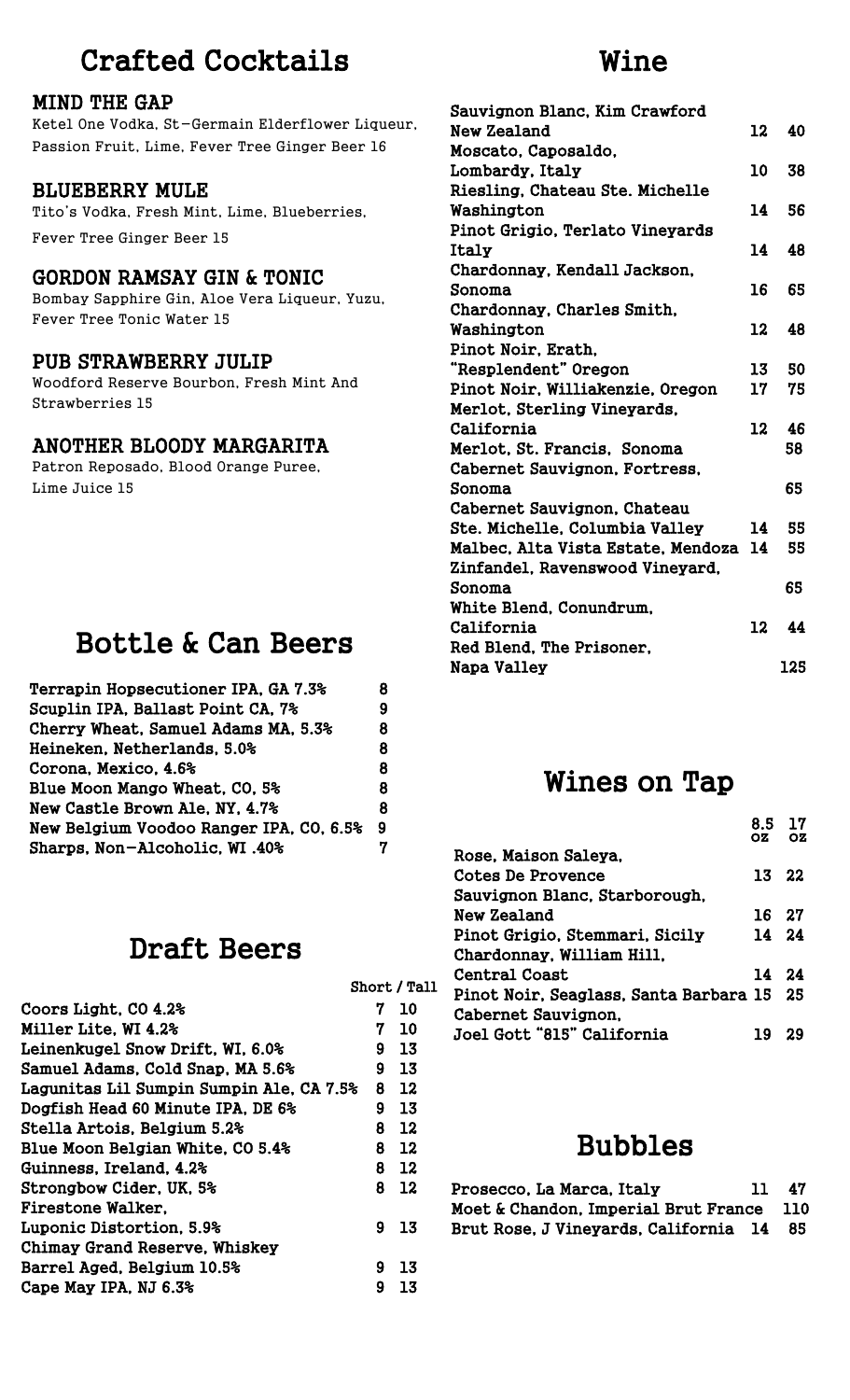# Crafted Cocktails

### MIND THE GAP

Ketel One Vodka, St-Germain Elderflower Liqueur, Passion Fruit, Lime, Fever Tree Ginger Beer 16

### BLUEBERRY MULE

Tito's Vodka, Fresh Mint, Lime, Blueberries, Fever Tree Ginger Beer 15

### GORDON RAMSAY GIN & TONIC

Bombay Sapphire Gin, Aloe Vera Liqueur, Yuzu, Fever Tree Tonic Water 15

### PUB STRAWBERRY JULIP

Woodford Reserve Bourbon, Fresh Mint And Strawberries 15

### ANOTHER BLOODY MARGARITA

Patron Reposado, Blood Orange Puree, Lime Juice 15

# Bottle & Can Beers

| | |
|---|---|
| Terrapin Hopsecutioner IPA, GA 7.3% | 8 |
| Sculpin IPA, Ballast Point CA, 7% | 9 |
| Cherry Wheat, Samuel Adams MA, 5.3% | 8 |
| Heineken, Netherlands, 5.0% | 8 |
| Corona, Mexico, 4.6% | 8 |
| Blue Moon Mango Wheat, CO, 5% | 8 |
| New Castle Brown Ale, NY, 4.7% | 8 |
| New Belgium Voodoo Ranger IPA, CO, 6.5% | 9 |
| Sharps, Non-Alcoholic, WI .40% | 7 |

# Draft Beers

| | Short | Tall |
|---|---|---|
| Coors Light, CO 4.2% | 7 | 10 |
| Miller Lite, WI 4.2% | 7 | 10 |
| Leinenkugel Snow Drift, WI, 6.0% | 9 | 13 |
| Samuel Adams, Cold Snap, MA 5.6% | 9 | 13 |
| Lagunitas Lil Sumpin Sumpin Ale, CA 7.5% | 8 | 12 |
| Dogfish Head 60 Minute IPA, DE 6% | 9 | 13 |
| Stella Artois, Belgium 5.2% | 8 | 12 |
| Blue Moon Belgian White, CO 5.4% | 8 | 12 |
| Guinness, Ireland, 4.2% | 8 | 12 |
| Strongbow Cider, UK, 5% | 8 | 12 |
| Firestone Walker, Luponic Distortion, 5.9% | 9 | 13 |
| Chimay Grand Reserve, Whiskey Barrel Aged, Belgium 10.5% | 9 | 13 |
| Cape May IPA, NJ 6.3% | 9 | 13 |

# Wine

| | | |
|---|---|---|
| Sauvignon Blanc, Kim Crawford New Zealand | 12 | 40 |
| Moscato, Caposaldo, Lombardy, Italy | 10 | 38 |
| Riesling, Chateau Ste. Michelle Washington | 14 | 56 |
| Pinot Grigio, Terlato Vineyards Italy | 14 | 48 |
| Chardonnay, Kendall Jackson, Sonoma | 16 | 65 |
| Chardonnay, Charles Smith, Washington | 12 | 48 |
| Pinot Noir, Erath, "Resplendent" Oregon | 13 | 50 |
| Pinot Noir, Williakenzie, Oregon | 17 | 75 |
| Merlot, Sterling Vineyards, California | 12 | 46 |
| Merlot, St. Francis, Sonoma | | 58 |
| Cabernet Sauvignon, Fortress, Sonoma | | 65 |
| Cabernet Sauvignon, Chateau Ste. Michelle, Columbia Valley | 14 | 55 |
| Malbec, Alta Vista Estate, Mendoza | 14 | 55 |
| Zinfandel, Ravenswood Vineyard, Sonoma | | 65 |
| White Blend, Conundrum, California | 12 | 44 |
| Red Blend, The Prisoner, Napa Valley | | 125 |

# Wines on Tap

| | 8.5 oz | 17 oz |
|---|---|---|
| Rose, Maison Saleya, Cotes De Provence | 13 | 22 |
| Sauvignon Blanc, Starborough, New Zealand | 16 | 27 |
| Pinot Grigio, Stemmari, Sicily | 14 | 24 |
| Chardonnay, William Hill, Central Coast | 14 | 24 |
| Pinot Noir, Seaglass, Santa Barbara | 15 | 25 |
| Cabernet Sauvignon, Joel Gott "815" California | 19 | 29 |

# Bubbles

| | | |
|---|---|---|
| Prosecco, La Marca, Italy | 11 | 47 |
| Moet & Chandon, Imperial Brut France | | 110 |
| Brut Rose, J Vineyards, California | 14 | 85 |